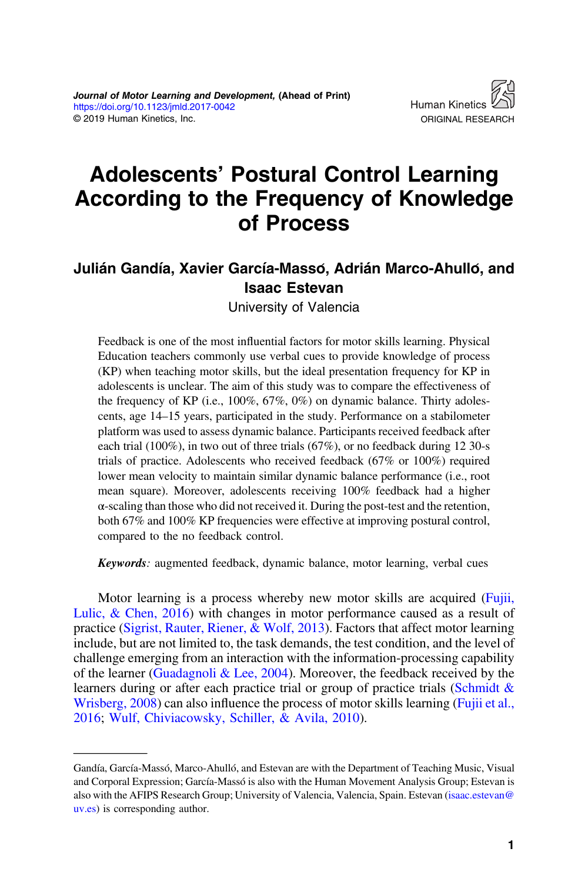Journal of Motor Learning and Development, (Ahead of Print)
https://doi.org/10.1123/jmld.2017-0042
© 2019 Human Kinetics, Inc.

Human Kinetics
ORIGINAL RESEARCH

# Adolescents' Postural Control Learning According to the Frequency of Knowledge of Process

**Julián Gandía, Xavier García-Massó, Adrián Marco-Ahulló, and Isaac Estevan**

University of Valencia

Feedback is one of the most influential factors for motor skills learning. Physical Education teachers commonly use verbal cues to provide knowledge of process (KP) when teaching motor skills, but the ideal presentation frequency for KP in adolescents is unclear. The aim of this study was to compare the effectiveness of the frequency of KP (i.e., 100%, 67%, 0%) on dynamic balance. Thirty adolescents, age 14–15 years, participated in the study. Performance on a stabilometer platform was used to assess dynamic balance. Participants received feedback after each trial (100%), in two out of three trials (67%), or no feedback during 12 30-s trials of practice. Adolescents who received feedback (67% or 100%) required lower mean velocity to maintain similar dynamic balance performance (i.e., root mean square). Moreover, adolescents receiving 100% feedback had a higher α-scaling than those who did not received it. During the post-test and the retention, both 67% and 100% KP frequencies were effective at improving postural control, compared to the no feedback control.

***Keywords**:* augmented feedback, dynamic balance, motor learning, verbal cues

Motor learning is a process whereby new motor skills are acquired (Fujii, Lulic, & Chen, 2016) with changes in motor performance caused as a result of practice (Sigrist, Rauter, Riener, & Wolf, 2013). Factors that affect motor learning include, but are not limited to, the task demands, the test condition, and the level of challenge emerging from an interaction with the information-processing capability of the learner (Guadagnoli & Lee, 2004). Moreover, the feedback received by the learners during or after each practice trial or group of practice trials (Schmidt & Wrisberg, 2008) can also influence the process of motor skills learning (Fujii et al., 2016; Wulf, Chiviacowsky, Schiller, & Avila, 2010).

---

Gandía, García-Massó, Marco-Ahulló, and Estevan are with the Department of Teaching Music, Visual and Corporal Expression; García-Massó is also with the Human Movement Analysis Group; Estevan is also with the AFIPS Research Group; University of Valencia, Valencia, Spain. Estevan (isaac.estevan@uv.es) is corresponding author.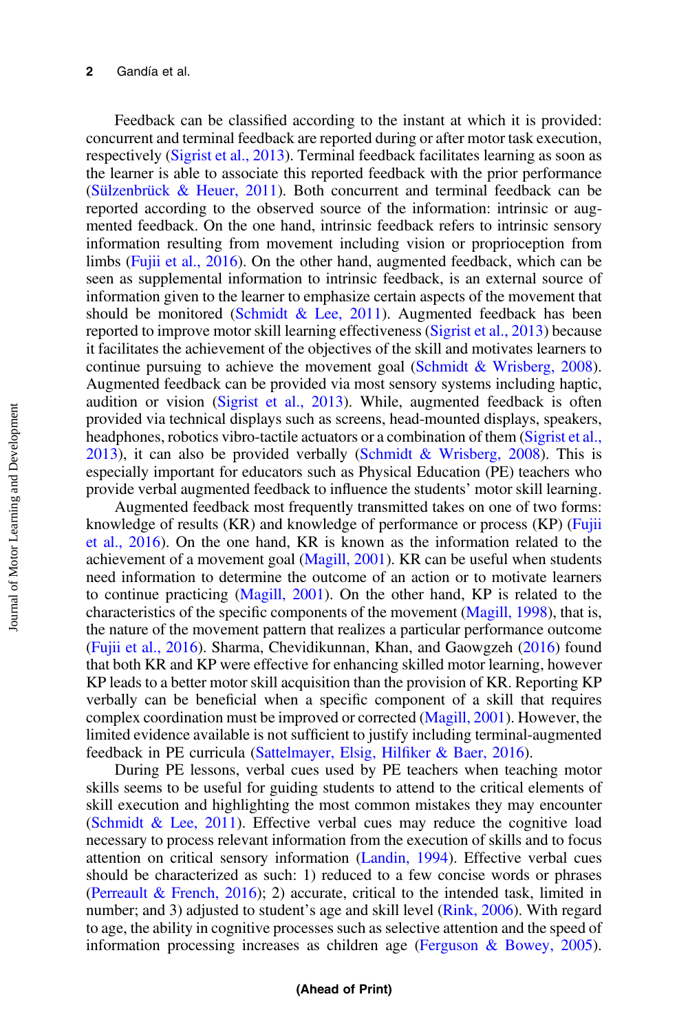Feedback can be classified according to the instant at which it is provided: concurrent and terminal feedback are reported during or after motor task execution, respectively (Sigrist et al., 2013). Terminal feedback facilitates learning as soon as the learner is able to associate this reported feedback with the prior performance (Sülzenbrück & Heuer, 2011). Both concurrent and terminal feedback can be reported according to the observed source of the information: intrinsic or augmented feedback. On the one hand, intrinsic feedback refers to intrinsic sensory information resulting from movement including vision or proprioception from limbs (Fujii et al., 2016). On the other hand, augmented feedback, which can be seen as supplemental information to intrinsic feedback, is an external source of information given to the learner to emphasize certain aspects of the movement that should be monitored (Schmidt & Lee, 2011). Augmented feedback has been reported to improve motor skill learning effectiveness (Sigrist et al., 2013) because it facilitates the achievement of the objectives of the skill and motivates learners to continue pursuing to achieve the movement goal (Schmidt & Wrisberg, 2008). Augmented feedback can be provided via most sensory systems including haptic, audition or vision (Sigrist et al., 2013). While, augmented feedback is often provided via technical displays such as screens, head-mounted displays, speakers, headphones, robotics vibro-tactile actuators or a combination of them (Sigrist et al., 2013), it can also be provided verbally (Schmidt & Wrisberg, 2008). This is especially important for educators such as Physical Education (PE) teachers who provide verbal augmented feedback to influence the students' motor skill learning.

Augmented feedback most frequently transmitted takes on one of two forms: knowledge of results (KR) and knowledge of performance or process (KP) (Fujii et al., 2016). On the one hand, KR is known as the information related to the achievement of a movement goal (Magill, 2001). KR can be useful when students need information to determine the outcome of an action or to motivate learners to continue practicing (Magill, 2001). On the other hand, KP is related to the characteristics of the specific components of the movement (Magill, 1998), that is, the nature of the movement pattern that realizes a particular performance outcome (Fujii et al., 2016). Sharma, Chevidikunnan, Khan, and Gaowgzeh (2016) found that both KR and KP were effective for enhancing skilled motor learning, however KP leads to a better motor skill acquisition than the provision of KR. Reporting KP verbally can be beneficial when a specific component of a skill that requires complex coordination must be improved or corrected (Magill, 2001). However, the limited evidence available is not sufficient to justify including terminal-augmented feedback in PE curricula (Sattelmayer, Elsig, Hilfiker & Baer, 2016).

During PE lessons, verbal cues used by PE teachers when teaching motor skills seems to be useful for guiding students to attend to the critical elements of skill execution and highlighting the most common mistakes they may encounter (Schmidt & Lee, 2011). Effective verbal cues may reduce the cognitive load necessary to process relevant information from the execution of skills and to focus attention on critical sensory information (Landin, 1994). Effective verbal cues should be characterized as such: 1) reduced to a few concise words or phrases (Perreault & French, 2016); 2) accurate, critical to the intended task, limited in number; and 3) adjusted to student's age and skill level (Rink, 2006). With regard to age, the ability in cognitive processes such as selective attention and the speed of information processing increases as children age (Ferguson & Bowey, 2005).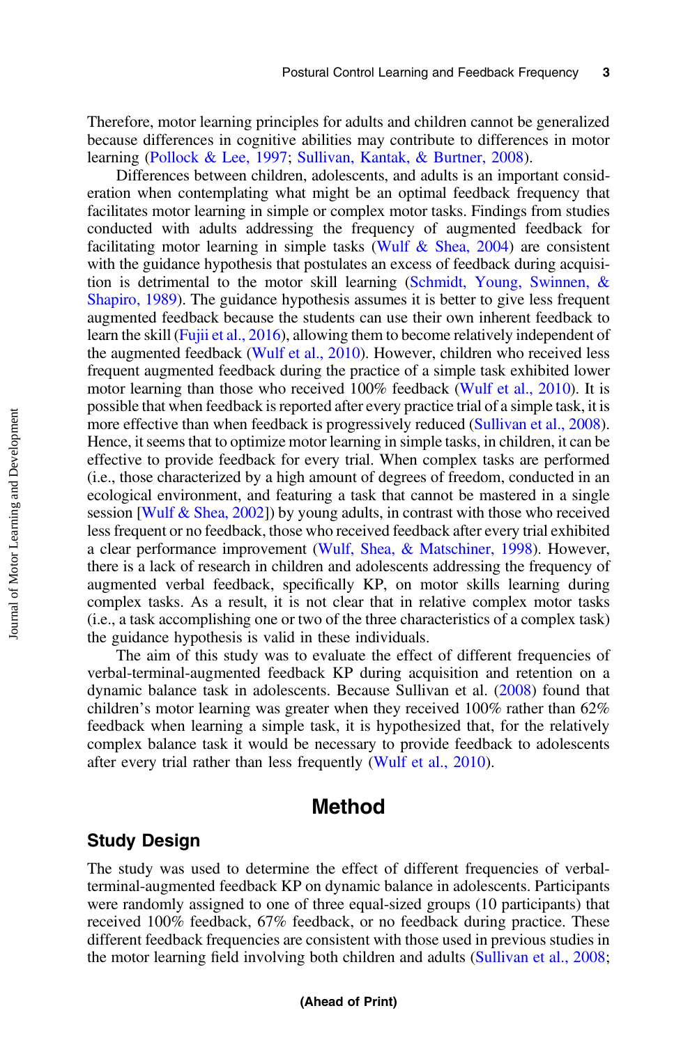Therefore, motor learning principles for adults and children cannot be generalized because differences in cognitive abilities may contribute to differences in motor learning (Pollock & Lee, 1997; Sullivan, Kantak, & Burtner, 2008).

Differences between children, adolescents, and adults is an important consideration when contemplating what might be an optimal feedback frequency that facilitates motor learning in simple or complex motor tasks. Findings from studies conducted with adults addressing the frequency of augmented feedback for facilitating motor learning in simple tasks (Wulf & Shea, 2004) are consistent with the guidance hypothesis that postulates an excess of feedback during acquisition is detrimental to the motor skill learning (Schmidt, Young, Swinnen, & Shapiro, 1989). The guidance hypothesis assumes it is better to give less frequent augmented feedback because the students can use their own inherent feedback to learn the skill (Fujii et al., 2016), allowing them to become relatively independent of the augmented feedback (Wulf et al., 2010). However, children who received less frequent augmented feedback during the practice of a simple task exhibited lower motor learning than those who received 100% feedback (Wulf et al., 2010). It is possible that when feedback is reported after every practice trial of a simple task, it is more effective than when feedback is progressively reduced (Sullivan et al., 2008). Hence, it seems that to optimize motor learning in simple tasks, in children, it can be effective to provide feedback for every trial. When complex tasks are performed (i.e., those characterized by a high amount of degrees of freedom, conducted in an ecological environment, and featuring a task that cannot be mastered in a single session [Wulf & Shea, 2002]) by young adults, in contrast with those who received less frequent or no feedback, those who received feedback after every trial exhibited a clear performance improvement (Wulf, Shea, & Matschiner, 1998). However, there is a lack of research in children and adolescents addressing the frequency of augmented verbal feedback, specifically KP, on motor skills learning during complex tasks. As a result, it is not clear that in relative complex motor tasks (i.e., a task accomplishing one or two of the three characteristics of a complex task) the guidance hypothesis is valid in these individuals.

The aim of this study was to evaluate the effect of different frequencies of verbal-terminal-augmented feedback KP during acquisition and retention on a dynamic balance task in adolescents. Because Sullivan et al. (2008) found that children's motor learning was greater when they received 100% rather than 62% feedback when learning a simple task, it is hypothesized that, for the relatively complex balance task it would be necessary to provide feedback to adolescents after every trial rather than less frequently (Wulf et al., 2010).

# Method

## Study Design

The study was used to determine the effect of different frequencies of verbal-terminal-augmented feedback KP on dynamic balance in adolescents. Participants were randomly assigned to one of three equal-sized groups (10 participants) that received 100% feedback, 67% feedback, or no feedback during practice. These different feedback frequencies are consistent with those used in previous studies in the motor learning field involving both children and adults (Sullivan et al., 2008;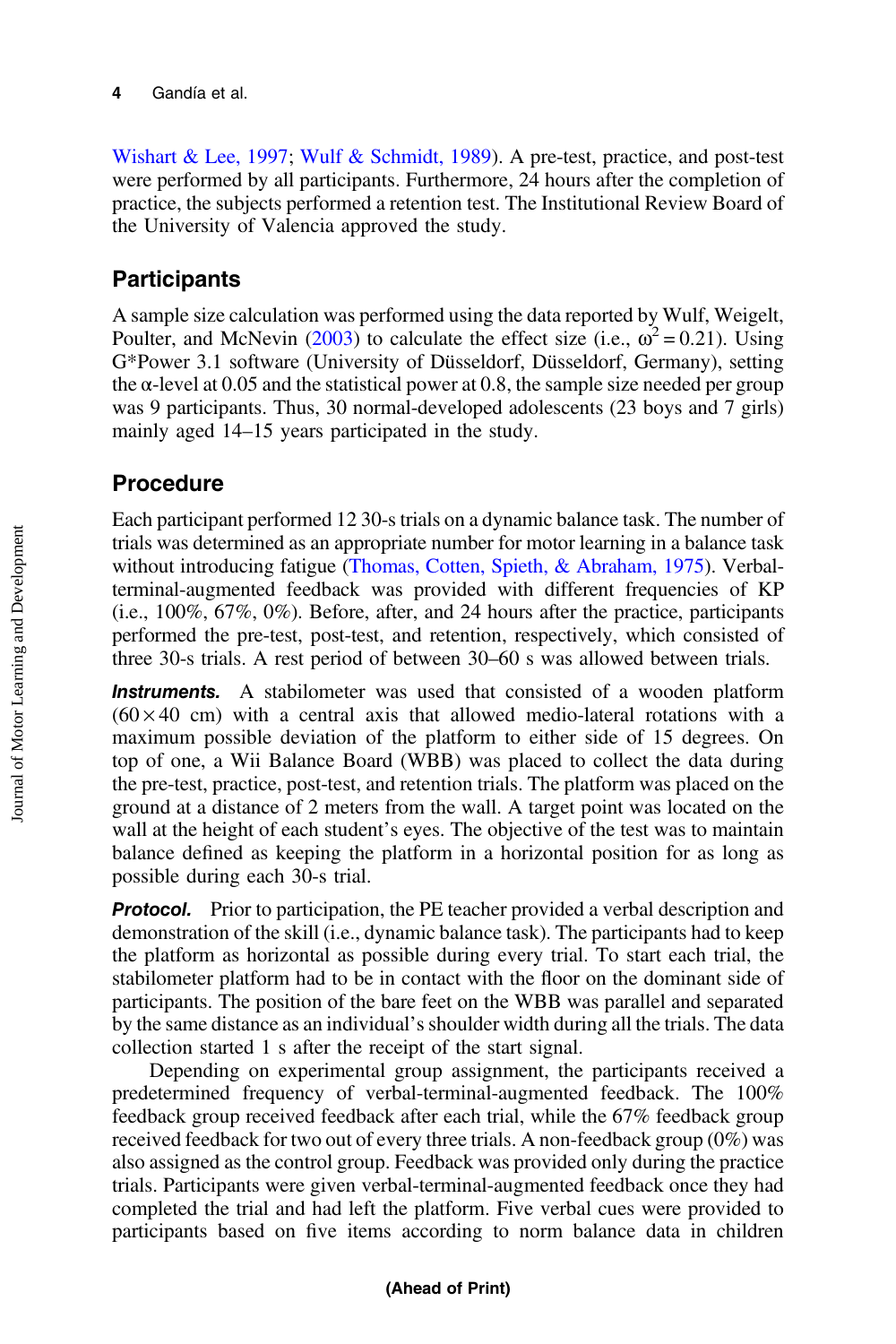Wishart & Lee, 1997; Wulf & Schmidt, 1989). A pre-test, practice, and post-test were performed by all participants. Furthermore, 24 hours after the completion of practice, the subjects performed a retention test. The Institutional Review Board of the University of Valencia approved the study.

## Participants

A sample size calculation was performed using the data reported by Wulf, Weigelt, Poulter, and McNevin (2003) to calculate the effect size (i.e., $\omega^2 = 0.21$). Using G*Power 3.1 software (University of Düsseldorf, Düsseldorf, Germany), setting the α-level at 0.05 and the statistical power at 0.8, the sample size needed per group was 9 participants. Thus, 30 normal-developed adolescents (23 boys and 7 girls) mainly aged 14–15 years participated in the study.

## Procedure

Each participant performed 12 30-s trials on a dynamic balance task. The number of trials was determined as an appropriate number for motor learning in a balance task without introducing fatigue (Thomas, Cotten, Spieth, & Abraham, 1975). Verbal-terminal-augmented feedback was provided with different frequencies of KP (i.e., 100%, 67%, 0%). Before, after, and 24 hours after the practice, participants performed the pre-test, post-test, and retention, respectively, which consisted of three 30-s trials. A rest period of between 30–60 s was allowed between trials.

***Instruments.*** A stabilometer was used that consisted of a wooden platform (60 × 40 cm) with a central axis that allowed medio-lateral rotations with a maximum possible deviation of the platform to either side of 15 degrees. On top of one, a Wii Balance Board (WBB) was placed to collect the data during the pre-test, practice, post-test, and retention trials. The platform was placed on the ground at a distance of 2 meters from the wall. A target point was located on the wall at the height of each student's eyes. The objective of the test was to maintain balance defined as keeping the platform in a horizontal position for as long as possible during each 30-s trial.

***Protocol.*** Prior to participation, the PE teacher provided a verbal description and demonstration of the skill (i.e., dynamic balance task). The participants had to keep the platform as horizontal as possible during every trial. To start each trial, the stabilometer platform had to be in contact with the floor on the dominant side of participants. The position of the bare feet on the WBB was parallel and separated by the same distance as an individual's shoulder width during all the trials. The data collection started 1 s after the receipt of the start signal.

Depending on experimental group assignment, the participants received a predetermined frequency of verbal-terminal-augmented feedback. The 100% feedback group received feedback after each trial, while the 67% feedback group received feedback for two out of every three trials. A non-feedback group (0%) was also assigned as the control group. Feedback was provided only during the practice trials. Participants were given verbal-terminal-augmented feedback once they had completed the trial and had left the platform. Five verbal cues were provided to participants based on five items according to norm balance data in children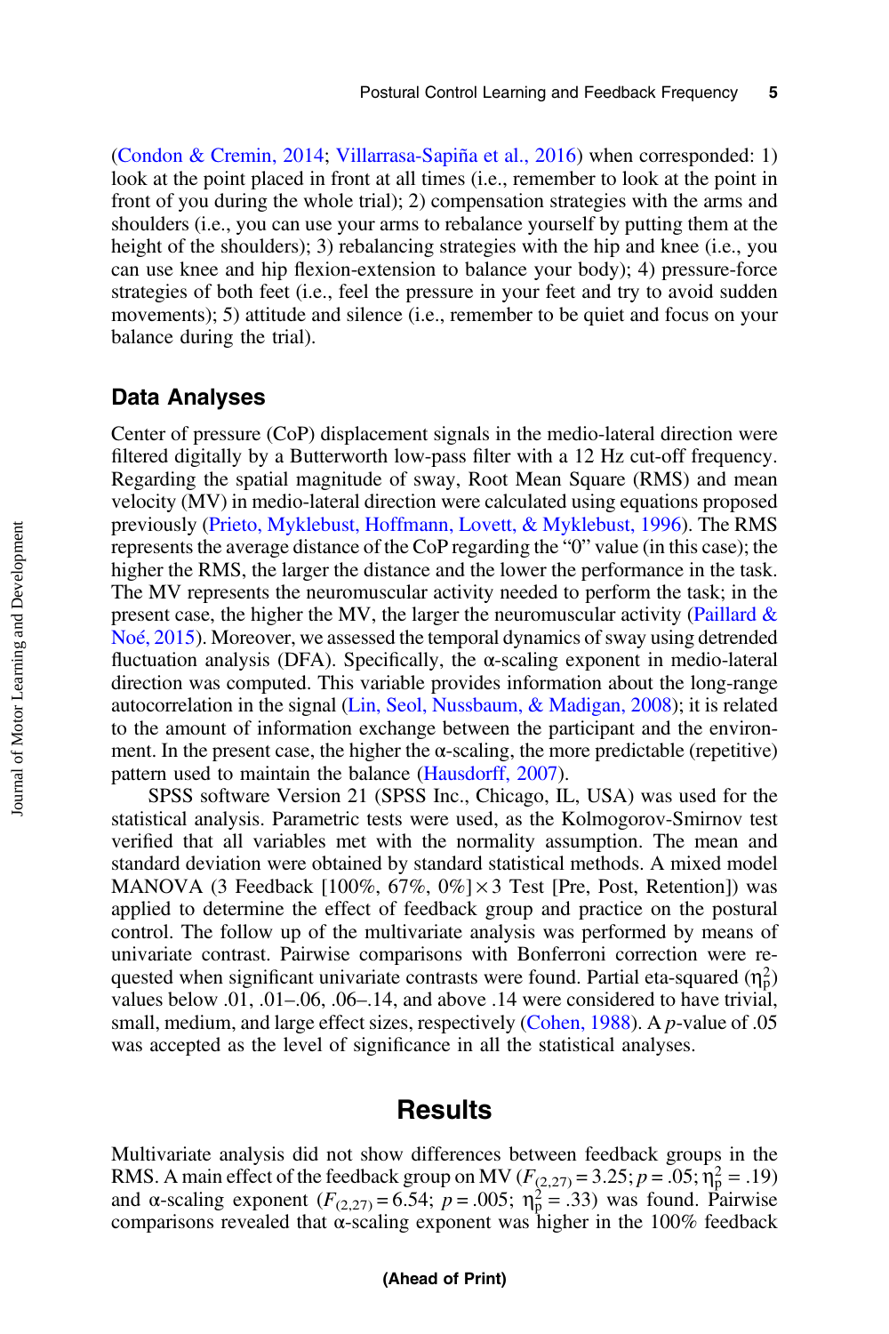(Condon & Cremin, 2014; Villarrasa-Sapiña et al., 2016) when corresponded: 1) look at the point placed in front at all times (i.e., remember to look at the point in front of you during the whole trial); 2) compensation strategies with the arms and shoulders (i.e., you can use your arms to rebalance yourself by putting them at the height of the shoulders); 3) rebalancing strategies with the hip and knee (i.e., you can use knee and hip flexion-extension to balance your body); 4) pressure-force strategies of both feet (i.e., feel the pressure in your feet and try to avoid sudden movements); 5) attitude and silence (i.e., remember to be quiet and focus on your balance during the trial).

## Data Analyses

Center of pressure (CoP) displacement signals in the medio-lateral direction were filtered digitally by a Butterworth low-pass filter with a 12 Hz cut-off frequency. Regarding the spatial magnitude of sway, Root Mean Square (RMS) and mean velocity (MV) in medio-lateral direction were calculated using equations proposed previously (Prieto, Myklebust, Hoffmann, Lovett, & Myklebust, 1996). The RMS represents the average distance of the CoP regarding the "0" value (in this case); the higher the RMS, the larger the distance and the lower the performance in the task. The MV represents the neuromuscular activity needed to perform the task; in the present case, the higher the MV, the larger the neuromuscular activity (Paillard & Noé, 2015). Moreover, we assessed the temporal dynamics of sway using detrended fluctuation analysis (DFA). Specifically, the α-scaling exponent in medio-lateral direction was computed. This variable provides information about the long-range autocorrelation in the signal (Lin, Seol, Nussbaum, & Madigan, 2008); it is related to the amount of information exchange between the participant and the environment. In the present case, the higher the α-scaling, the more predictable (repetitive) pattern used to maintain the balance (Hausdorff, 2007).

SPSS software Version 21 (SPSS Inc., Chicago, IL, USA) was used for the statistical analysis. Parametric tests were used, as the Kolmogorov-Smirnov test verified that all variables met with the normality assumption. The mean and standard deviation were obtained by standard statistical methods. A mixed model MANOVA (3 Feedback [100%, 67%, 0%] × 3 Test [Pre, Post, Retention]) was applied to determine the effect of feedback group and practice on the postural control. The follow up of the multivariate analysis was performed by means of univariate contrast. Pairwise comparisons with Bonferroni correction were requested when significant univariate contrasts were found. Partial eta-squared ($\eta_p^2$) values below .01, .01–.06, .06–.14, and above .14 were considered to have trivial, small, medium, and large effect sizes, respectively (Cohen, 1988). A *p*-value of .05 was accepted as the level of significance in all the statistical analyses.

# Results

Multivariate analysis did not show differences between feedback groups in the RMS. A main effect of the feedback group on MV ($F_{(2,27)} = 3.25$; $p = .05$; $\eta_p^2 = .19$) and α-scaling exponent ($F_{(2,27)} = 6.54$; $p = .005$; $\eta_p^2 = .33$) was found. Pairwise comparisons revealed that α-scaling exponent was higher in the 100% feedback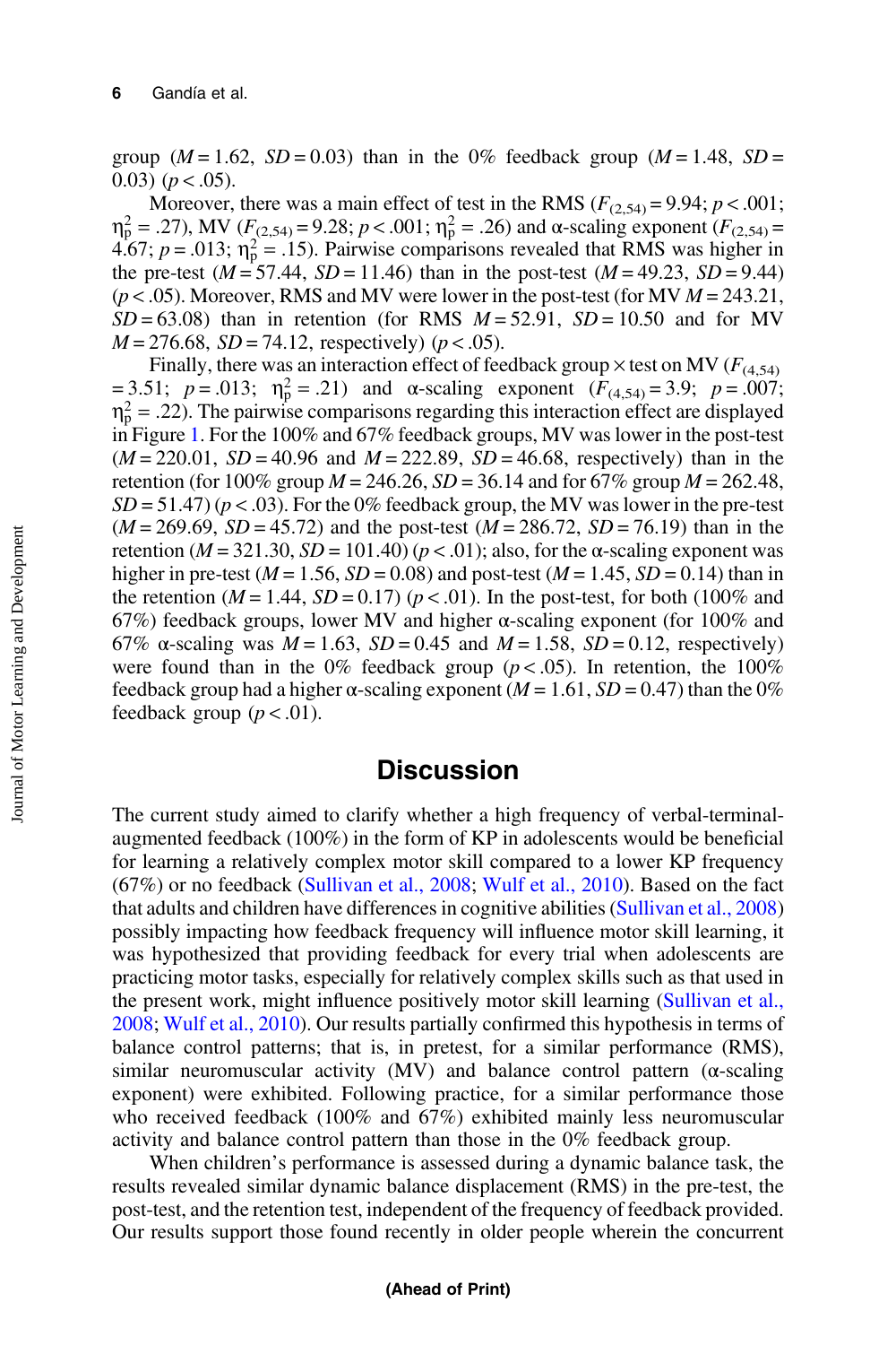group ($M = 1.62$, $SD = 0.03$) than in the 0% feedback group ($M = 1.48$, $SD = 0.03$) ($p < .05$).

Moreover, there was a main effect of test in the RMS ($F_{(2,54)} = 9.94$; $p < .001$; $\eta_p^2 = .27$), MV ($F_{(2,54)} = 9.28$; $p < .001$; $\eta_p^2 = .26$) and α-scaling exponent ($F_{(2,54)} = 4.67$; $p = .013$; $\eta_p^2 = .15$). Pairwise comparisons revealed that RMS was higher in the pre-test ($M = 57.44$, $SD = 11.46$) than in the post-test ($M = 49.23$, $SD = 9.44$) ($p < .05$). Moreover, RMS and MV were lower in the post-test (for MV $M = 243.21$, $SD = 63.08$) than in retention (for RMS $M = 52.91$, $SD = 10.50$ and for MV $M = 276.68$, $SD = 74.12$, respectively) ($p < .05$).

Finally, there was an interaction effect of feedback group × test on MV ($F_{(4,54)} = 3.51$; $p = .013$; $\eta_p^2 = .21$) and α-scaling exponent ($F_{(4,54)} = 3.9$; $p = .007$; $\eta_p^2 = .22$). The pairwise comparisons regarding this interaction effect are displayed in Figure 1. For the 100% and 67% feedback groups, MV was lower in the post-test ($M = 220.01$, $SD = 40.96$ and $M = 222.89$, $SD = 46.68$, respectively) than in the retention (for 100% group $M = 246.26$, $SD = 36.14$ and for 67% group $M = 262.48$, $SD = 51.47$) ($p < .03$). For the 0% feedback group, the MV was lower in the pre-test ($M = 269.69$, $SD = 45.72$) and the post-test ($M = 286.72$, $SD = 76.19$) than in the retention ($M = 321.30$, $SD = 101.40$) ($p < .01$); also, for the α-scaling exponent was higher in pre-test ($M = 1.56$, $SD = 0.08$) and post-test ($M = 1.45$, $SD = 0.14$) than in the retention ($M = 1.44$, $SD = 0.17$) ($p < .01$). In the post-test, for both (100% and 67%) feedback groups, lower MV and higher α-scaling exponent (for 100% and 67% α-scaling was $M = 1.63$, $SD = 0.45$ and $M = 1.58$, $SD = 0.12$, respectively) were found than in the 0% feedback group ($p < .05$). In retention, the 100% feedback group had a higher α-scaling exponent ($M = 1.61$, $SD = 0.47$) than the 0% feedback group ($p < .01$).

## Discussion

The current study aimed to clarify whether a high frequency of verbal-terminal-augmented feedback (100%) in the form of KP in adolescents would be beneficial for learning a relatively complex motor skill compared to a lower KP frequency (67%) or no feedback (Sullivan et al., 2008; Wulf et al., 2010). Based on the fact that adults and children have differences in cognitive abilities (Sullivan et al., 2008) possibly impacting how feedback frequency will influence motor skill learning, it was hypothesized that providing feedback for every trial when adolescents are practicing motor tasks, especially for relatively complex skills such as that used in the present work, might influence positively motor skill learning (Sullivan et al., 2008; Wulf et al., 2010). Our results partially confirmed this hypothesis in terms of balance control patterns; that is, in pretest, for a similar performance (RMS), similar neuromuscular activity (MV) and balance control pattern (α-scaling exponent) were exhibited. Following practice, for a similar performance those who received feedback (100% and 67%) exhibited mainly less neuromuscular activity and balance control pattern than those in the 0% feedback group.

When children's performance is assessed during a dynamic balance task, the results revealed similar dynamic balance displacement (RMS) in the pre-test, the post-test, and the retention test, independent of the frequency of feedback provided. Our results support those found recently in older people wherein the concurrent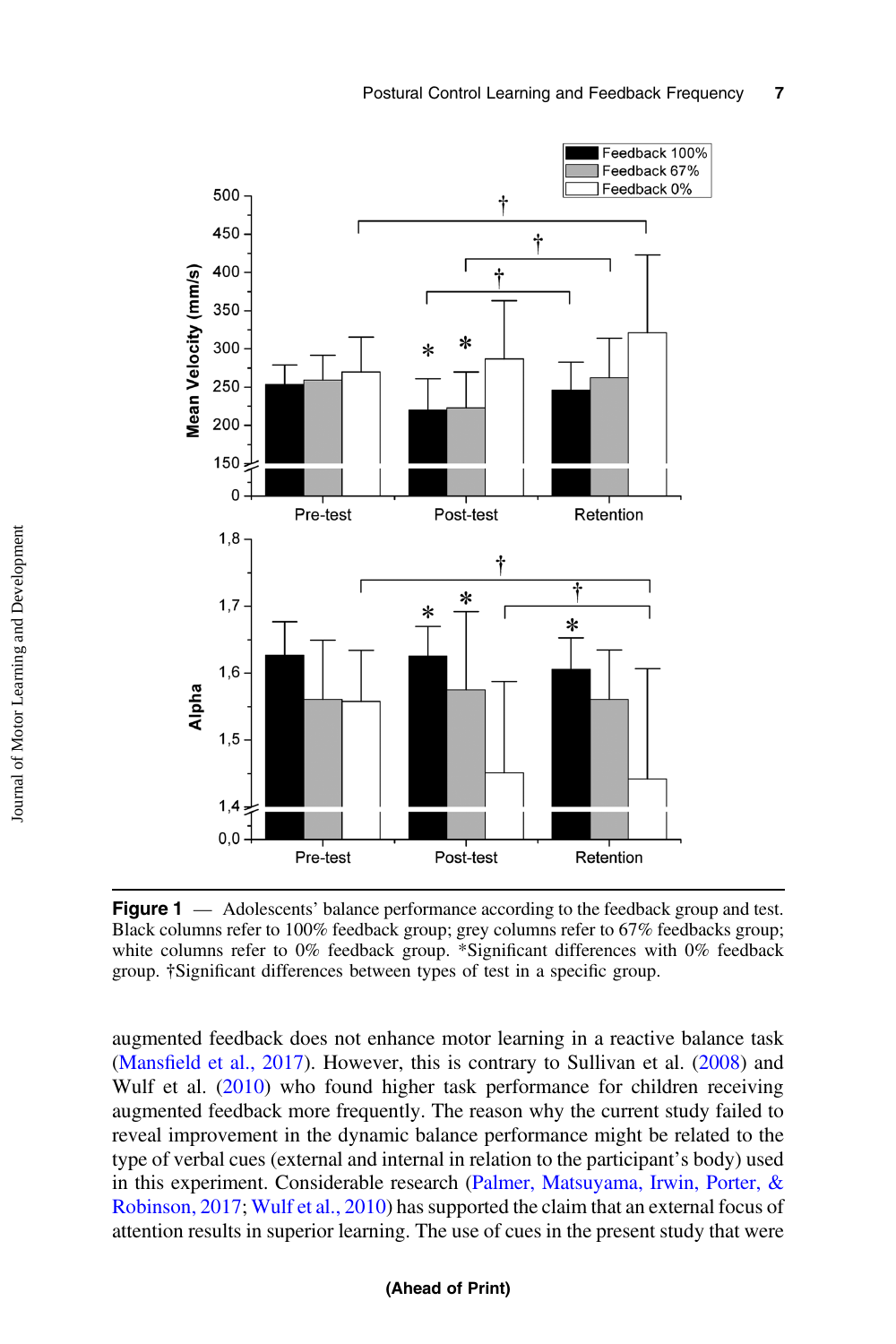Feedback 100%
Feedback 67%
Feedback 0%

Mean Velocity (mm/s)

500
450
400
350
300
250
200
150
0

†
†
†
*
*

Pre-test
Post-test
Retention

Alpha

1,8
1,7
1,6
1,5
1,4
0,0

†
†
*
*
*

Pre-test
Post-test
Retention

**Figure 1** — Adolescents' balance performance according to the feedback group and test. Black columns refer to 100% feedback group; grey columns refer to 67% feedbacks group; white columns refer to 0% feedback group. *Significant differences with 0% feedback group. †Significant differences between types of test in a specific group.

augmented feedback does not enhance motor learning in a reactive balance task (Mansfield et al., 2017). However, this is contrary to Sullivan et al. (2008) and Wulf et al. (2010) who found higher task performance for children receiving augmented feedback more frequently. The reason why the current study failed to reveal improvement in the dynamic balance performance might be related to the type of verbal cues (external and internal in relation to the participant's body) used in this experiment. Considerable research (Palmer, Matsuyama, Irwin, Porter, & Robinson, 2017; Wulf et al., 2010) has supported the claim that an external focus of attention results in superior learning. The use of cues in the present study that were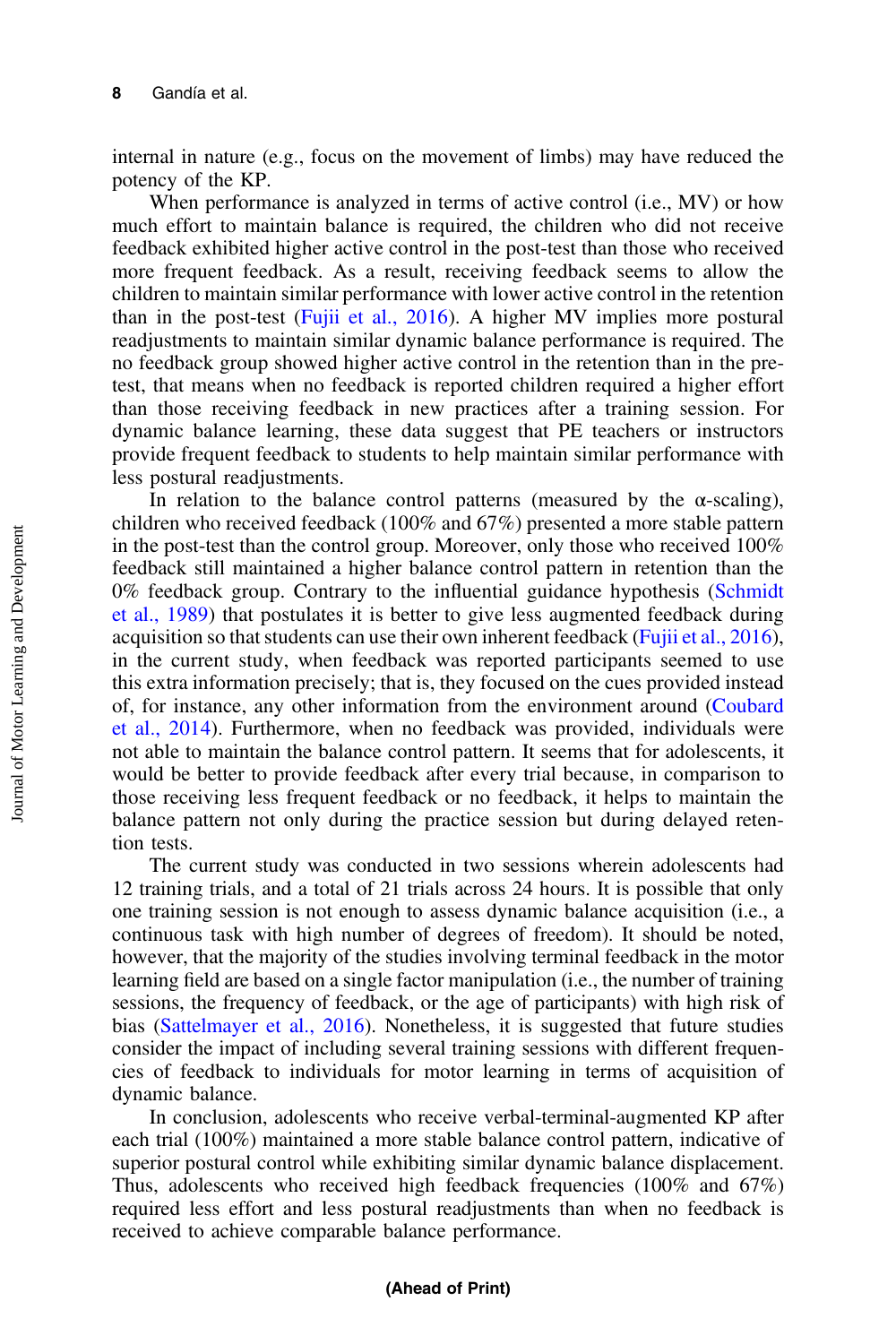internal in nature (e.g., focus on the movement of limbs) may have reduced the potency of the KP.

When performance is analyzed in terms of active control (i.e., MV) or how much effort to maintain balance is required, the children who did not receive feedback exhibited higher active control in the post-test than those who received more frequent feedback. As a result, receiving feedback seems to allow the children to maintain similar performance with lower active control in the retention than in the post-test (Fujii et al., 2016). A higher MV implies more postural readjustments to maintain similar dynamic balance performance is required. The no feedback group showed higher active control in the retention than in the pre-test, that means when no feedback is reported children required a higher effort than those receiving feedback in new practices after a training session. For dynamic balance learning, these data suggest that PE teachers or instructors provide frequent feedback to students to help maintain similar performance with less postural readjustments.

In relation to the balance control patterns (measured by the α-scaling), children who received feedback (100% and 67%) presented a more stable pattern in the post-test than the control group. Moreover, only those who received 100% feedback still maintained a higher balance control pattern in retention than the 0% feedback group. Contrary to the influential guidance hypothesis (Schmidt et al., 1989) that postulates it is better to give less augmented feedback during acquisition so that students can use their own inherent feedback (Fujii et al., 2016), in the current study, when feedback was reported participants seemed to use this extra information precisely; that is, they focused on the cues provided instead of, for instance, any other information from the environment around (Coubard et al., 2014). Furthermore, when no feedback was provided, individuals were not able to maintain the balance control pattern. It seems that for adolescents, it would be better to provide feedback after every trial because, in comparison to those receiving less frequent feedback or no feedback, it helps to maintain the balance pattern not only during the practice session but during delayed retention tests.

The current study was conducted in two sessions wherein adolescents had 12 training trials, and a total of 21 trials across 24 hours. It is possible that only one training session is not enough to assess dynamic balance acquisition (i.e., a continuous task with high number of degrees of freedom). It should be noted, however, that the majority of the studies involving terminal feedback in the motor learning field are based on a single factor manipulation (i.e., the number of training sessions, the frequency of feedback, or the age of participants) with high risk of bias (Sattelmayer et al., 2016). Nonetheless, it is suggested that future studies consider the impact of including several training sessions with different frequencies of feedback to individuals for motor learning in terms of acquisition of dynamic balance.

In conclusion, adolescents who receive verbal-terminal-augmented KP after each trial (100%) maintained a more stable balance control pattern, indicative of superior postural control while exhibiting similar dynamic balance displacement. Thus, adolescents who received high feedback frequencies (100% and 67%) required less effort and less postural readjustments than when no feedback is received to achieve comparable balance performance.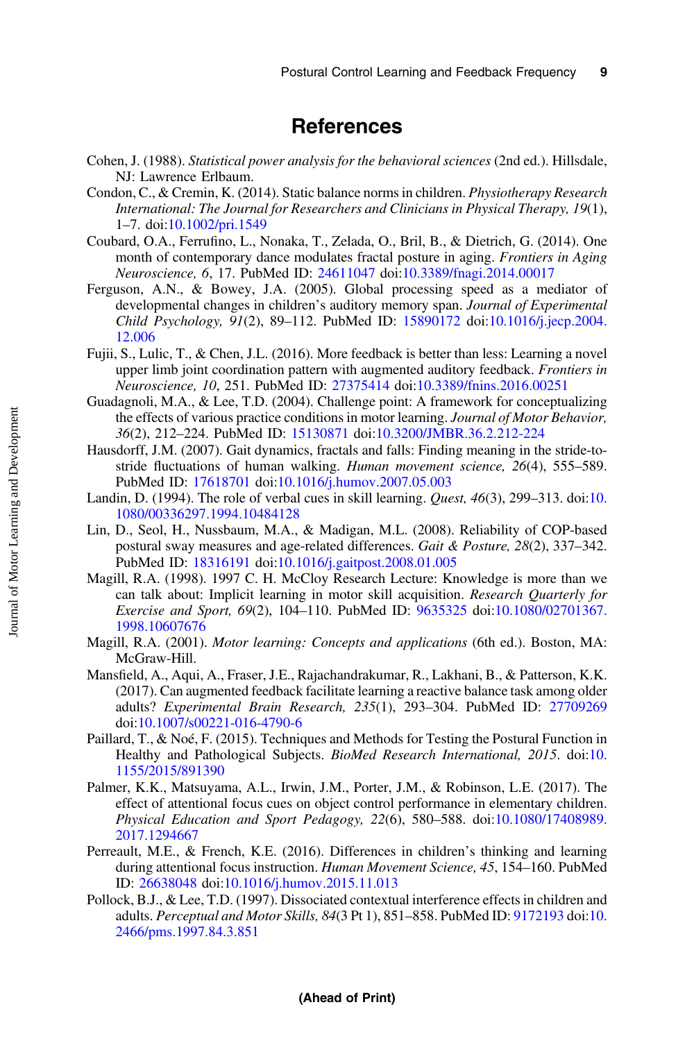# References

Cohen, J. (1988). *Statistical power analysis for the behavioral sciences* (2nd ed.). Hillsdale, NJ: Lawrence Erlbaum.

Condon, C., & Cremin, K. (2014). Static balance norms in children. *Physiotherapy Research International: The Journal for Researchers and Clinicians in Physical Therapy, 19*(1), 1–7. doi:10.1002/pri.1549

Coubard, O.A., Ferrufino, L., Nonaka, T., Zelada, O., Bril, B., & Dietrich, G. (2014). One month of contemporary dance modulates fractal posture in aging. *Frontiers in Aging Neuroscience, 6*, 17. PubMed ID: 24611047 doi:10.3389/fnagi.2014.00017

Ferguson, A.N., & Bowey, J.A. (2005). Global processing speed as a mediator of developmental changes in children's auditory memory span. *Journal of Experimental Child Psychology, 91*(2), 89–112. PubMed ID: 15890172 doi:10.1016/j.jecp.2004.12.006

Fujii, S., Lulic, T., & Chen, J.L. (2016). More feedback is better than less: Learning a novel upper limb joint coordination pattern with augmented auditory feedback. *Frontiers in Neuroscience, 10*, 251. PubMed ID: 27375414 doi:10.3389/fnins.2016.00251

Guadagnoli, M.A., & Lee, T.D. (2004). Challenge point: A framework for conceptualizing the effects of various practice conditions in motor learning. *Journal of Motor Behavior, 36*(2), 212–224. PubMed ID: 15130871 doi:10.3200/JMBR.36.2.212-224

Hausdorff, J.M. (2007). Gait dynamics, fractals and falls: Finding meaning in the stride-to-stride fluctuations of human walking. *Human movement science, 26*(4), 555–589. PubMed ID: 17618701 doi:10.1016/j.humov.2007.05.003

Landin, D. (1994). The role of verbal cues in skill learning. *Quest, 46*(3), 299–313. doi:10.1080/00336297.1994.10484128

Lin, D., Seol, H., Nussbaum, M.A., & Madigan, M.L. (2008). Reliability of COP-based postural sway measures and age-related differences. *Gait & Posture, 28*(2), 337–342. PubMed ID: 18316191 doi:10.1016/j.gaitpost.2008.01.005

Magill, R.A. (1998). 1997 C. H. McCloy Research Lecture: Knowledge is more than we can talk about: Implicit learning in motor skill acquisition. *Research Quarterly for Exercise and Sport, 69*(2), 104–110. PubMed ID: 9635325 doi:10.1080/02701367.1998.10607676

Magill, R.A. (2001). *Motor learning: Concepts and applications* (6th ed.). Boston, MA: McGraw-Hill.

Mansfield, A., Aqui, A., Fraser, J.E., Rajachandrakumar, R., Lakhani, B., & Patterson, K.K. (2017). Can augmented feedback facilitate learning a reactive balance task among older adults? *Experimental Brain Research, 235*(1), 293–304. PubMed ID: 27709269 doi:10.1007/s00221-016-4790-6

Paillard, T., & Noé, F. (2015). Techniques and Methods for Testing the Postural Function in Healthy and Pathological Subjects. *BioMed Research International, 2015*. doi:10.1155/2015/891390

Palmer, K.K., Matsuyama, A.L., Irwin, J.M., Porter, J.M., & Robinson, L.E. (2017). The effect of attentional focus cues on object control performance in elementary children. *Physical Education and Sport Pedagogy, 22*(6), 580–588. doi:10.1080/17408989.2017.1294667

Perreault, M.E., & French, K.E. (2016). Differences in children's thinking and learning during attentional focus instruction. *Human Movement Science, 45*, 154–160. PubMed ID: 26638048 doi:10.1016/j.humov.2015.11.013

Pollock, B.J., & Lee, T.D. (1997). Dissociated contextual interference effects in children and adults. *Perceptual and Motor Skills, 84*(3 Pt 1), 851–858. PubMed ID: 9172193 doi:10.2466/pms.1997.84.3.851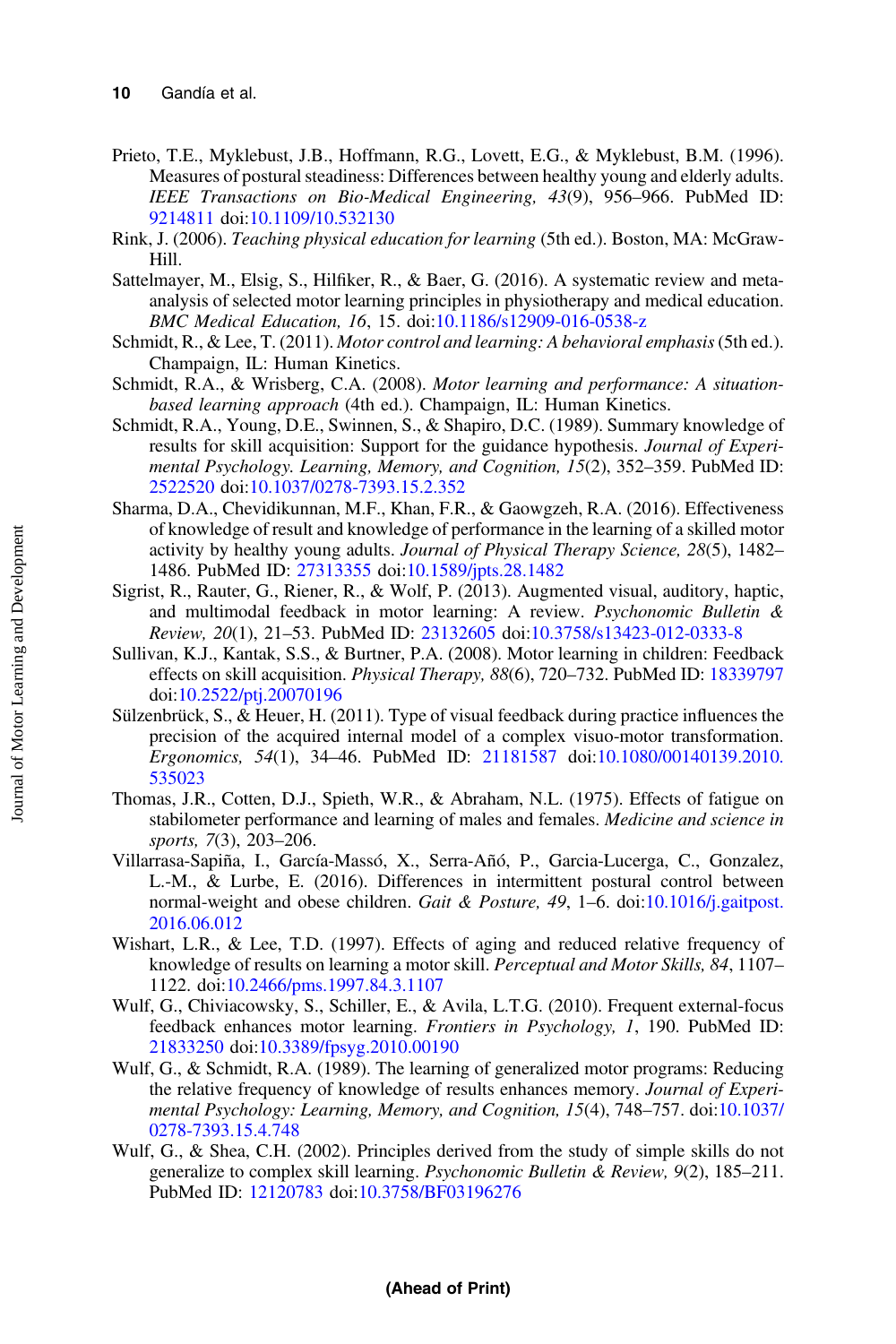Prieto, T.E., Myklebust, J.B., Hoffmann, R.G., Lovett, E.G., & Myklebust, B.M. (1996). Measures of postural steadiness: Differences between healthy young and elderly adults. *IEEE Transactions on Bio-Medical Engineering, 43*(9), 956–966. PubMed ID: 9214811 doi:10.1109/10.532130

Rink, J. (2006). *Teaching physical education for learning* (5th ed.). Boston, MA: McGraw-Hill.

Sattelmayer, M., Elsig, S., Hilfiker, R., & Baer, G. (2016). A systematic review and meta-analysis of selected motor learning principles in physiotherapy and medical education. *BMC Medical Education, 16*, 15. doi:10.1186/s12909-016-0538-z

Schmidt, R., & Lee, T. (2011). *Motor control and learning: A behavioral emphasis* (5th ed.). Champaign, IL: Human Kinetics.

Schmidt, R.A., & Wrisberg, C.A. (2008). *Motor learning and performance: A situation-based learning approach* (4th ed.). Champaign, IL: Human Kinetics.

Schmidt, R.A., Young, D.E., Swinnen, S., & Shapiro, D.C. (1989). Summary knowledge of results for skill acquisition: Support for the guidance hypothesis. *Journal of Experimental Psychology. Learning, Memory, and Cognition, 15*(2), 352–359. PubMed ID: 2522520 doi:10.1037/0278-7393.15.2.352

Sharma, D.A., Chevidikunnan, M.F., Khan, F.R., & Gaowgzeh, R.A. (2016). Effectiveness of knowledge of result and knowledge of performance in the learning of a skilled motor activity by healthy young adults. *Journal of Physical Therapy Science, 28*(5), 1482–1486. PubMed ID: 27313355 doi:10.1589/jpts.28.1482

Sigrist, R., Rauter, G., Riener, R., & Wolf, P. (2013). Augmented visual, auditory, haptic, and multimodal feedback in motor learning: A review. *Psychonomic Bulletin & Review, 20*(1), 21–53. PubMed ID: 23132605 doi:10.3758/s13423-012-0333-8

Sullivan, K.J., Kantak, S.S., & Burtner, P.A. (2008). Motor learning in children: Feedback effects on skill acquisition. *Physical Therapy, 88*(6), 720–732. PubMed ID: 18339797 doi:10.2522/ptj.20070196

Sülzenbrück, S., & Heuer, H. (2011). Type of visual feedback during practice influences the precision of the acquired internal model of a complex visuo-motor transformation. *Ergonomics, 54*(1), 34–46. PubMed ID: 21181587 doi:10.1080/00140139.2010.535023

Thomas, J.R., Cotten, D.J., Spieth, W.R., & Abraham, N.L. (1975). Effects of fatigue on stabilometer performance and learning of males and females. *Medicine and science in sports, 7*(3), 203–206.

Villarrasa-Sapiña, I., García-Massó, X., Serra-Añó, P., Garcia-Lucerga, C., Gonzalez, L.-M., & Lurbe, E. (2016). Differences in intermittent postural control between normal-weight and obese children. *Gait & Posture, 49*, 1–6. doi:10.1016/j.gaitpost.2016.06.012

Wishart, L.R., & Lee, T.D. (1997). Effects of aging and reduced relative frequency of knowledge of results on learning a motor skill. *Perceptual and Motor Skills, 84*, 1107–1122. doi:10.2466/pms.1997.84.3.1107

Wulf, G., Chiviacowsky, S., Schiller, E., & Avila, L.T.G. (2010). Frequent external-focus feedback enhances motor learning. *Frontiers in Psychology, 1*, 190. PubMed ID: 21833250 doi:10.3389/fpsyg.2010.00190

Wulf, G., & Schmidt, R.A. (1989). The learning of generalized motor programs: Reducing the relative frequency of knowledge of results enhances memory. *Journal of Experimental Psychology: Learning, Memory, and Cognition, 15*(4), 748–757. doi:10.1037/0278-7393.15.4.748

Wulf, G., & Shea, C.H. (2002). Principles derived from the study of simple skills do not generalize to complex skill learning. *Psychonomic Bulletin & Review, 9*(2), 185–211. PubMed ID: 12120783 doi:10.3758/BF03196276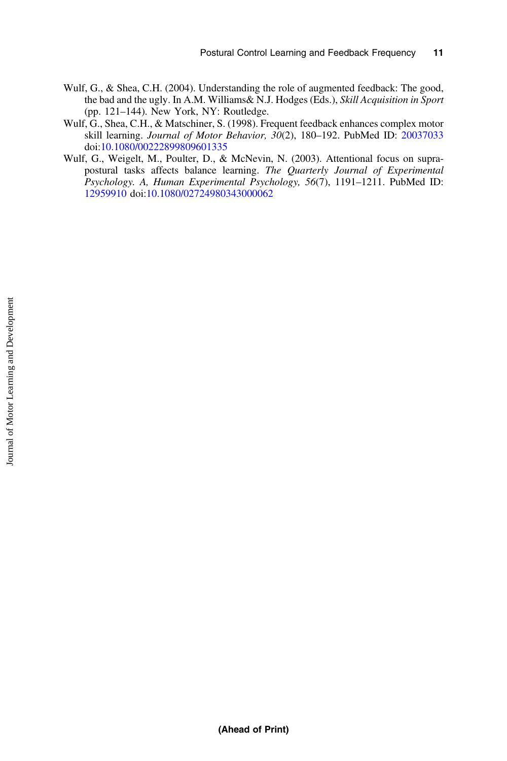Wulf, G., & Shea, C.H. (2004). Understanding the role of augmented feedback: The good, the bad and the ugly. In A.M. Williams& N.J. Hodges (Eds.), *Skill Acquisition in Sport* (pp. 121–144). New York, NY: Routledge.

Wulf, G., Shea, C.H., & Matschiner, S. (1998). Frequent feedback enhances complex motor skill learning. *Journal of Motor Behavior, 30*(2), 180–192. PubMed ID: 20037033 doi:10.1080/00222899809601335

Wulf, G., Weigelt, M., Poulter, D., & McNevin, N. (2003). Attentional focus on suprapostural tasks affects balance learning. *The Quarterly Journal of Experimental Psychology. A, Human Experimental Psychology, 56*(7), 1191–1211. PubMed ID: 12959910 doi:10.1080/02724980343000062